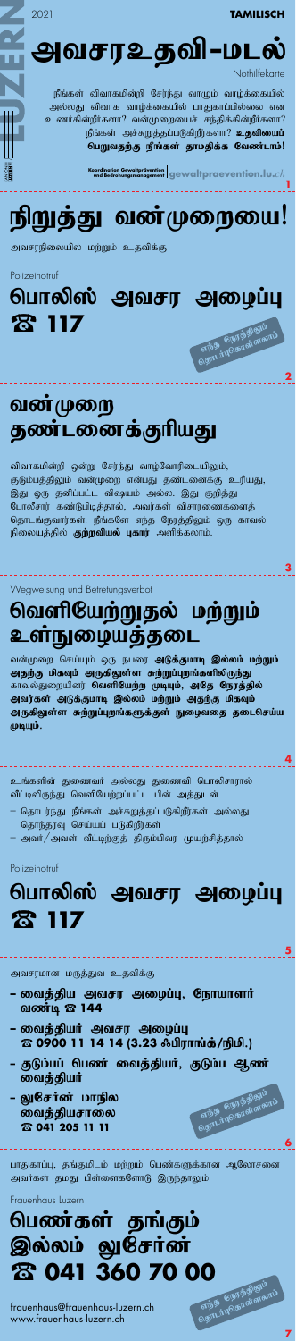2021

TAMILISCH

LUZERN

# அவசரஉதவி-மடல்

Nothilfekarte

நீங்கள் விவாகமின்றி சேர்ந்து வாழும் வாழ்க்கையில் அல்லது விவாக வாழ்க்கையில் பாதுகாப்பில்லை என உணர்கின்றீர்களா? வன்முறையைச் சந்திக்கின்றீர்களா? நீங்கள் அச்சுறுத்தப்படுகிறீர்களா? **உதவியைப் பெறுவதற்கு நீங்கள் தாமதிக்க வேண்டாம்!**

Koordination Gewaltprävention und Bedrohungsmanagement | gewaltpraevention.lu.ch

1

# நிறுத்து வன்முறையை!

அவசரநிலையில் மற்றும் உதவிக்கு

Polizeinotruf

## பொலிஸ் அவசர அழைப்பு ☎ 117

எந்த நேரத்திலும் தொடர்புகொள்ளலாம்

2

## வன்முறை தண்டனைக்குரியது

விவாகமின்றி ஒன்று சேர்ந்து வாழ்வோரிடையிலும், குடும்பத்திலும் வன்முறை என்பது தண்டனைக்கு உரியது, இது ஒரு தனிப்பட்ட விஷயம் அல்ல. இது குறித்து போலிசார் கண்டுபிடித்தால், அவர்கள் விசாரணைகளைத் தொடங்குவார்கள். நீங்களே எந்த நேரத்திலும் ஒரு காவல் நிலையத்தில் **குற்றவியல் புகார்** அளிக்கலாம்.

3

Wegweisung und Betretungsverbot

## வெளியேற்றுதல் மற்றும் உள்நுழையத்தடை

வன்முறை செய்யும் ஒரு நபரை **அடுக்குமாடி இல்லம் மற்றும் அதற்கு மிகவும் அருகிலுள்ள சுற்றுப்புறங்களிலிருந்து** காவல்துறையினர் **வெளியேற்ற முடியும், அதே நேரத்தில் அவர்கள் அடுக்குமாடி இல்லம் மற்றும் அதற்கு மிகவும் அருகிலுள்ள சுற்றுப்புறங்களுக்குள் நுழைவதை தடைசெய்ய முடியும்.**

4

உங்களின் துணைவர் அல்லது துணைவி பொலிசாரால் வீட்டிலிருந்து வெளியேற்றப்பட்ட பின் அத்துடன்

- தொடர்ந்து நீங்கள் அச்சுறுத்தப்படுகிறீர்கள் அல்லது தொந்தரவு செய்யப் படுகிறீர்கள்
- அவர்/அவள் வீட்டிற்குத் திரும்பிவர முயற்சித்தால்

Polizeinotruf

## பொலிஸ் அவசர அழைப்பு ☎ 117

5

அவசரமான மருத்துவ உதவிக்கு

- **வைத்திய அவசர அழைப்பு, நோயாளர் வண்டி ☎ 144**
- **வைத்தியர் அவசர அழைப்பு ☎ 0900 11 14 14 (3.23 ஃபிராங்க்/நிமி.)**
- **குடும்பப் பெண் வைத்தியர், குடும்ப ஆண் வைத்தியர்**
- **லுசேர்ன் மாநில வைத்தியசாலை ☎ 041 205 11 11**

எந்த நேரத்திலும் தொடர்புகொள்ளலாம்

6

பாதுகாப்பு, தங்குமிடம் மற்றும் பெண்களுக்கான ஆலோசனை அவர்கள் தமது பிள்ளைகளோடு இருந்தாலும்

Frauenhaus Luzern

## பெண்கள் தங்கும் இல்லம் லுசேர்ன் ☎ 041 360 70 00

frauenhaus@frauenhaus-luzern.ch
www.frauenhaus-luzern.ch

எந்த நேரத்திலும் தொடர்புகொள்ளலாம்

7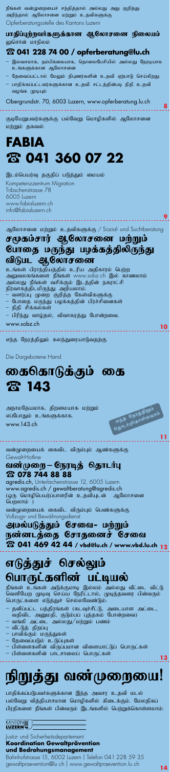நீங்கள் வன்முறையைச் சந்தித்தால் அல்லது அது குறித்து அறிந்தால் ஆலோசனை மற்றும் உதவிகளுக்கு

Opferberatungsstelle des Kantons Luzern

## பாதிப்புற்றவர்களுக்கான ஆலோசனை நிலையம்

லுசேர்ன் மாநிலம்

**☎ 041 228 74 00 / opferberatung@lu.ch**

- இலவசமாக, நம்பிக்கையாக, தொலைபேசியில் அல்லது நேரடியாக உங்களுக்கான ஆலோசனை
- தேவைப்பட்டால் மேலும் நிபுணர்களின் உதவி ஏற்பாடு செய்கிறது
- பாதிக்கப்பட்டவர்களுக்கான உதவி சட்டத்தின்படி நிதி உதவி வழங்க முடியும்

Obergrundstr. 70, 6003 Luzern, www.opferberatung.lu.ch

---

குடியேறுபவர்களுக்கு பல்வேறு மொழிகளில் ஆலோசனை மற்றும் தகவல்

# FABIA
# ☎ 041 360 07 22

இடம்பெயர்வு தகுதிப் படுத்தும் மையம்

Kompetenzzentrum Migration
Tribschenstrasse 78
6005 Luzern
www.fabialuzern.ch
info@fabialuzern.ch

---

ஆலோசனை மற்றும் உதவிகளுக்கு / Sozial- und Suchtberatung

## சமூகம்சார் ஆலோசனை மற்றும் போதை மருந்து பழக்கத்திலிருந்து விடுபட ஆலோசனை

உங்கள் பிராந்தியத்தில் உரிய அதிகாரம் பெற்ற அலுவலகங்களை நீங்கள் www.sobz.ch இல் காணலாம் அல்லது நீங்கள் வசிக்கும் இடத்தின் நகராட்சி நிர்வாகத்திடமிருந்து அறியலாம்.

- வளர்ப்பு முறை குறித்த கேள்விகளுக்கு
- போதை மருந்து பழக்கத்தின் பிரச்சினைகள்
- நிதி சிக்கல்கள்
- பிரிந்து வாழ்தல், விவாகரத்து போன்றவை.

www.sobz.ch

---

எந்த நேரத்திலும் கலந்துரையாடுவதற்கு

Die Dargebotene Hand

# கைகொடுக்கும் கை
# ☎ 143

அநாமதேயமாக, திறமையாக மற்றும் எப்போதும் உங்களுக்காக.
www.143.ch

எந்த நேரத்திலும் தொடர்புகொள்ளலாம்

---

வன்முறையைக் கைவிட விரும்பும் ஆண்களுக்கு

Gewalt-Hotline

## வன்முறை – நேரடித் தொடர்பு
**☎ 078 744 88 88**

agredis.ch, Unterlachenstrasse 12, 6005 Luzern
www.agredis.ch / gewaltberatung@agredis.ch
(ஒரு மொழிபெயர்ப்பாளரின் உதவியுடன் ஆலோசனை பெறலாம் )

வன்முறையைக் கைவிட விரும்பும் பெண்களுக்கு

Vollzugs- und Bewährungsdienst

## அமல்படுத்தும் சேவை- மற்றும் நன்னடத்தை சோதனைச் சேவை
**☎ 041 469 42 44 / vbd@lu.ch / www.vbd.lu.ch**

# எடுத்துச் செல்லும் பொருட்களின் பட்டியல்

நீங்கள் உங்கள் அடுக்குமாடி இல்லம் அல்லது வீட்டை விட்டு வெளியேற முடிவு செய்ய நேரிட்டால், முடிந்தவரை பின்வரும் பொருட்களை எடுத்துச் செல்லவேண்டும்:

- தனிப்பட்ட பத்திரங்கள் (கடவுச்சீட்டு, அடையாள அட்டை, வதிவிட அனுமதி, குடும்பப் புத்தகம் போன்றவை)
- வங்கி அட்டை அல்லது/மற்றும் பணம்
- வீட்டுத் திறப்பு
- பாவிக்கும் மருந்துகள்
- தேவைப்படும் உடுப்புகள்
- பிள்ளைகளின் விருப்பமான விளையாட்டுப் பொருட்கள்
- பிள்ளைகளின் பாடசாலைப் பொருட்கள்

# நிறுத்து வன்முறையை!

பாதிக்கப்படுபவர்களுக்கான இந்த அவசர உதவி மடல் பல்வேறு வித்தியாசமான மொழிகளில் கிடைக்கும். மேலதிகப் பிரதிகளை நீங்கள் பின்வரும் இடங்களில் பெற்றுக்கொள்ளலாம்:

KANTON LUZERN

Justiz- und Sicherheitsdepartement
**Koordination Gewaltprävention und Bedrohungsmanagement**
Bahnhofstrasse 15, 6002 Luzern | Telefon 041 228 59 35
gewaltpraevention@lu.ch | www.gewaltpraevention.lu.ch